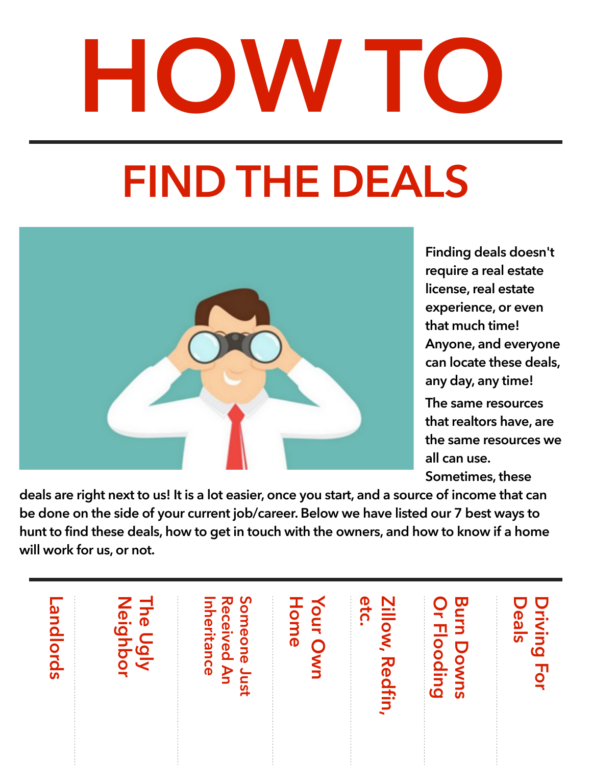# HOW TO

## FIND THE DEALS

Finding deals doesn't require a real estate license, real estate experience, or even that much time! Anyone, and everyone can locate these deals, any day, any time!

The same resources that realtors have, are the same resources we all can use. Sometimes, these deals are right next to us! It is a lot easier, once you start, and a source of income that can be done on the side of your current job/career. Below we have listed our 7 best ways to hunt to find these deals, how to get in touch with the owners, and how to know if a home will work for us, or not.

- Driving For Deals
- Burn Downs Or Flooding
- Zillow, Redfin, etc.
- Your Own Home
- Someone Just Received An Inheritance
- The Ugly Neighbor
- Landlords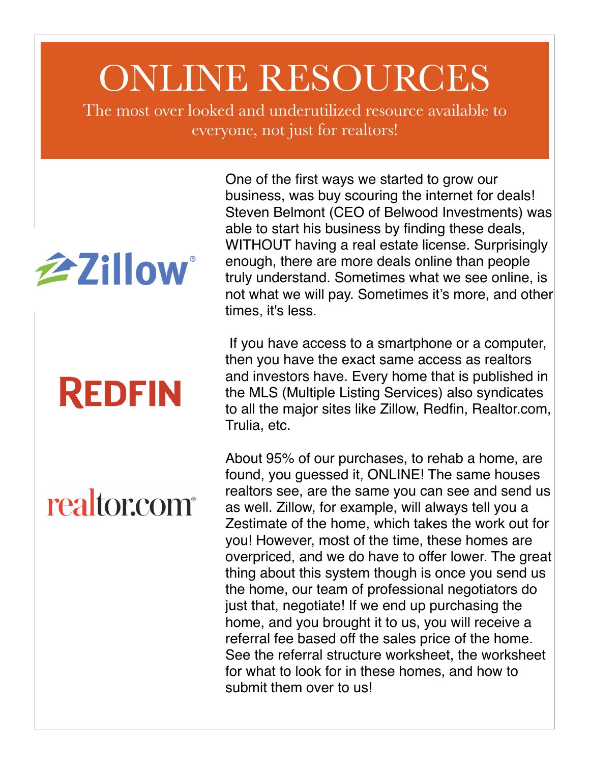# ONLINE RESOURCES

The most over looked and underutilized resource available to everyone, not just for realtors!

Zillow

REDFIN

realtor.com

One of the first ways we started to grow our business, was buy scouring the internet for deals! Steven Belmont (CEO of Belwood Investments) was able to start his business by finding these deals, WITHOUT having a real estate license. Surprisingly enough, there are more deals online than people truly understand. Sometimes what we see online, is not what we will pay. Sometimes it's more, and other times, it's less.

If you have access to a smartphone or a computer, then you have the exact same access as realtors and investors have. Every home that is published in the MLS (Multiple Listing Services) also syndicates to all the major sites like Zillow, Redfin, Realtor.com, Trulia, etc.

About 95% of our purchases, to rehab a home, are found, you guessed it, ONLINE! The same houses realtors see, are the same you can see and send us as well. Zillow, for example, will always tell you a Zestimate of the home, which takes the work out for you! However, most of the time, these homes are overpriced, and we do have to offer lower. The great thing about this system though is once you send us the home, our team of professional negotiators do just that, negotiate! If we end up purchasing the home, and you brought it to us, you will receive a referral fee based off the sales price of the home. See the referral structure worksheet, the worksheet for what to look for in these homes, and how to submit them over to us!